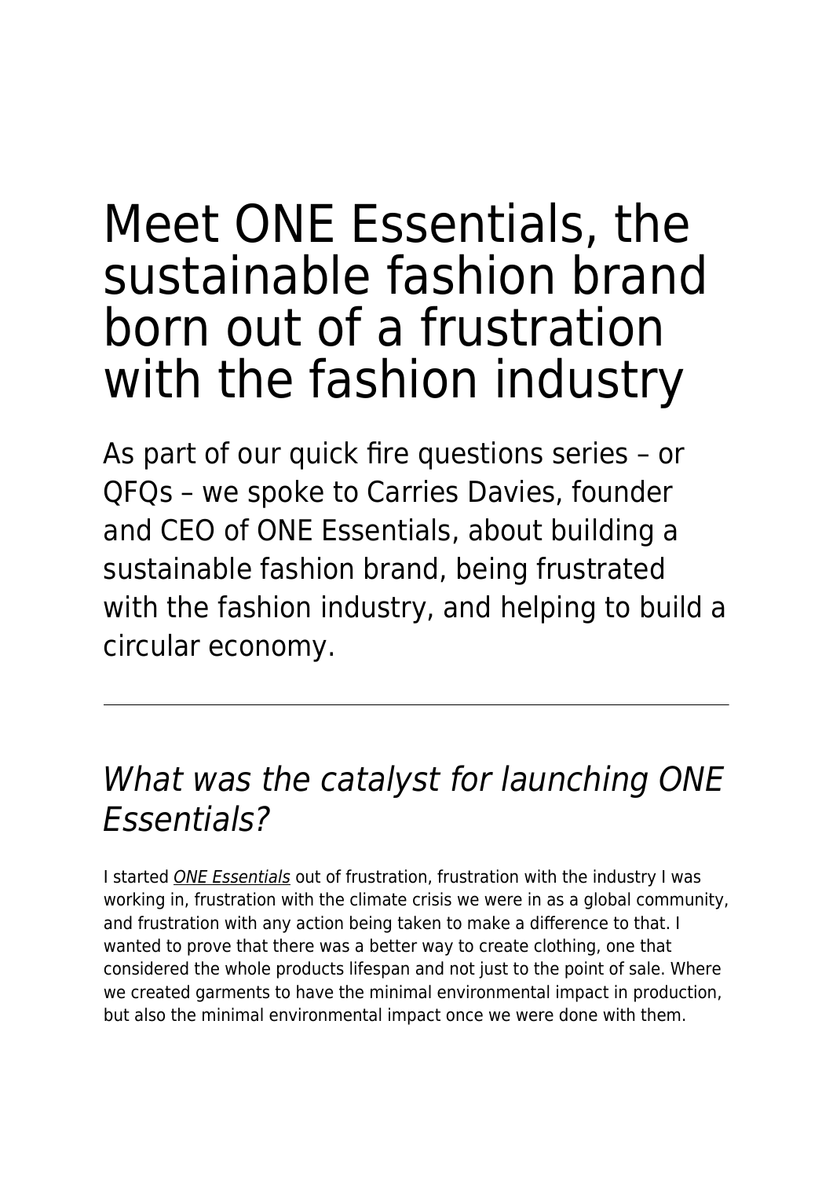# Meet ONE Essentials, the sustainable fashion brand born out of a frustration with the fashion industry

As part of our quick fire questions series – or QFQs – we spoke to Carries Davies, founder and CEO of ONE Essentials, about building a sustainable fashion brand, being frustrated with the fashion industry, and helping to build a circular economy.

---

## *What was the catalyst for launching ONE Essentials?*

I started *ONE Essentials* out of frustration, frustration with the industry I was working in, frustration with the climate crisis we were in as a global community, and frustration with any action being taken to make a difference to that. I wanted to prove that there was a better way to create clothing, one that considered the whole products lifespan and not just to the point of sale. Where we created garments to have the minimal environmental impact in production, but also the minimal environmental impact once we were done with them.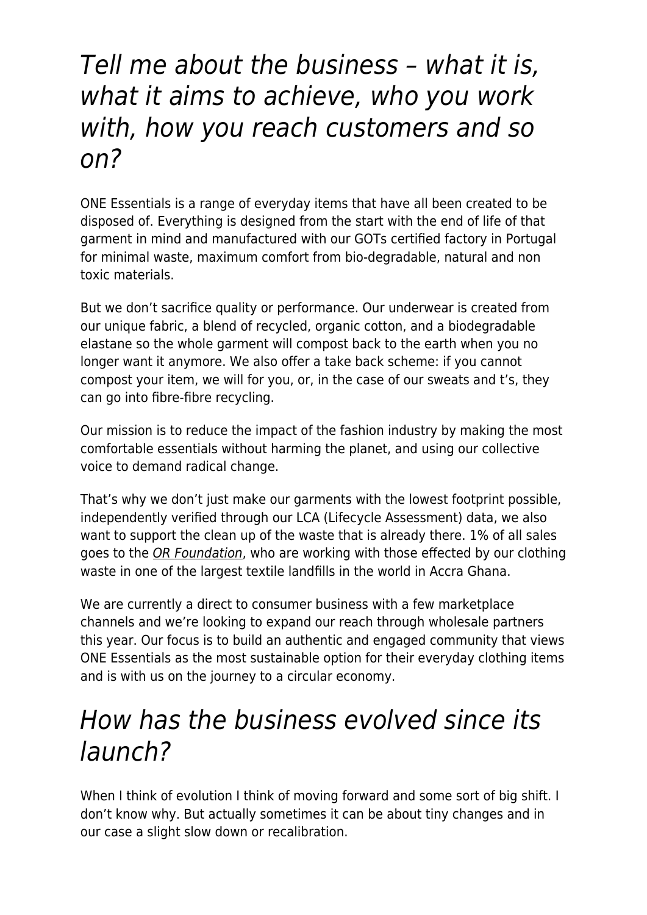## *Tell me about the business – what it is, what it aims to achieve, who you work with, how you reach customers and so on?*

ONE Essentials is a range of everyday items that have all been created to be disposed of. Everything is designed from the start with the end of life of that garment in mind and manufactured with our GOTs certified factory in Portugal for minimal waste, maximum comfort from bio-degradable, natural and non toxic materials.

But we don't sacrifice quality or performance. Our underwear is created from our unique fabric, a blend of recycled, organic cotton, and a biodegradable elastane so the whole garment will compost back to the earth when you no longer want it anymore. We also offer a take back scheme: if you cannot compost your item, we will for you, or, in the case of our sweats and t's, they can go into fibre-fibre recycling.

Our mission is to reduce the impact of the fashion industry by making the most comfortable essentials without harming the planet, and using our collective voice to demand radical change.

That's why we don't just make our garments with the lowest footprint possible, independently verified through our LCA (Lifecycle Assessment) data, we also want to support the clean up of the waste that is already there. 1% of all sales goes to the *OR Foundation*, who are working with those effected by our clothing waste in one of the largest textile landfills in the world in Accra Ghana.

We are currently a direct to consumer business with a few marketplace channels and we're looking to expand our reach through wholesale partners this year. Our focus is to build an authentic and engaged community that views ONE Essentials as the most sustainable option for their everyday clothing items and is with us on the journey to a circular economy.

## *How has the business evolved since its launch?*

When I think of evolution I think of moving forward and some sort of big shift. I don't know why. But actually sometimes it can be about tiny changes and in our case a slight slow down or recalibration.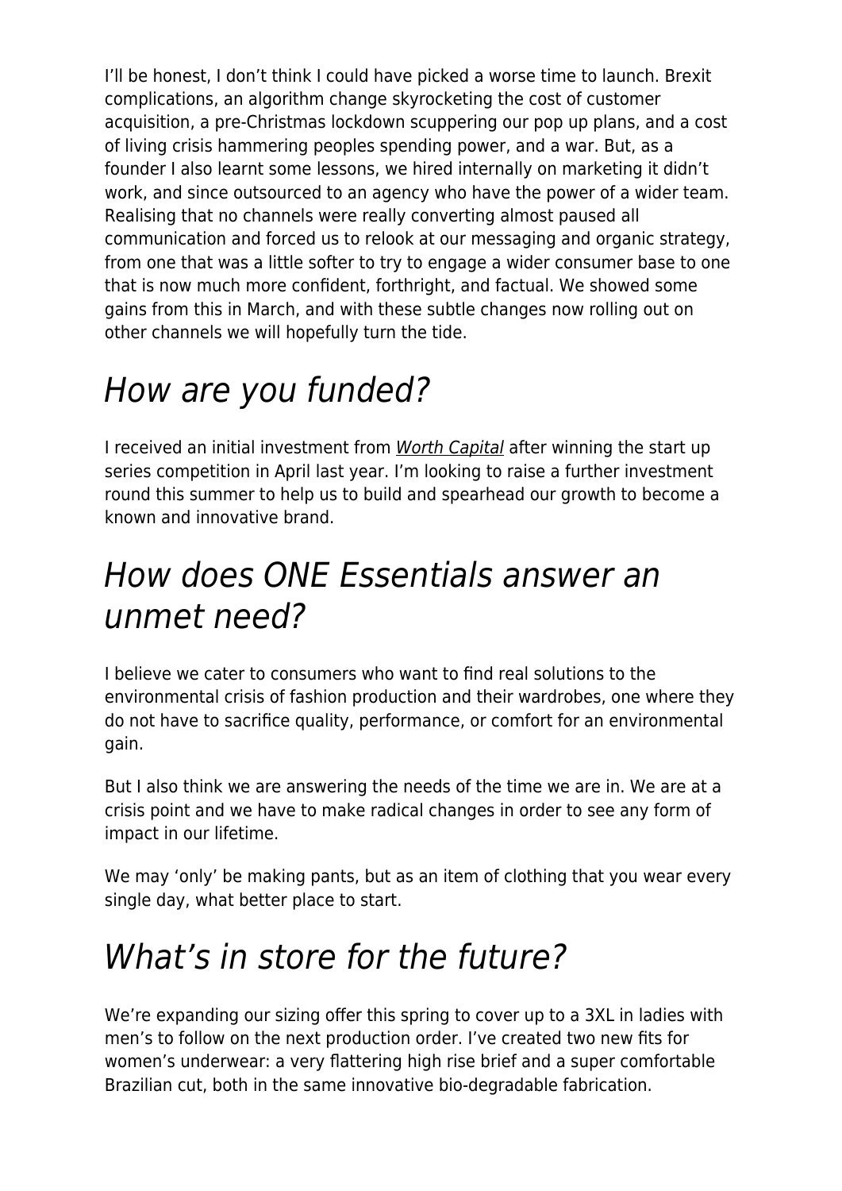I'll be honest, I don't think I could have picked a worse time to launch. Brexit complications, an algorithm change skyrocketing the cost of customer acquisition, a pre-Christmas lockdown scuppering our pop up plans, and a cost of living crisis hammering peoples spending power, and a war. But, as a founder I also learnt some lessons, we hired internally on marketing it didn't work, and since outsourced to an agency who have the power of a wider team. Realising that no channels were really converting almost paused all communication and forced us to relook at our messaging and organic strategy, from one that was a little softer to try to engage a wider consumer base to one that is now much more confident, forthright, and factual. We showed some gains from this in March, and with these subtle changes now rolling out on other channels we will hopefully turn the tide.

## *How are you funded?*

I received an initial investment from *Worth Capital* after winning the start up series competition in April last year. I'm looking to raise a further investment round this summer to help us to build and spearhead our growth to become a known and innovative brand.

## *How does ONE Essentials answer an unmet need?*

I believe we cater to consumers who want to find real solutions to the environmental crisis of fashion production and their wardrobes, one where they do not have to sacrifice quality, performance, or comfort for an environmental gain.

But I also think we are answering the needs of the time we are in. We are at a crisis point and we have to make radical changes in order to see any form of impact in our lifetime.

We may 'only' be making pants, but as an item of clothing that you wear every single day, what better place to start.

## *What's in store for the future?*

We're expanding our sizing offer this spring to cover up to a 3XL in ladies with men's to follow on the next production order. I've created two new fits for women's underwear: a very flattering high rise brief and a super comfortable Brazilian cut, both in the same innovative bio-degradable fabrication.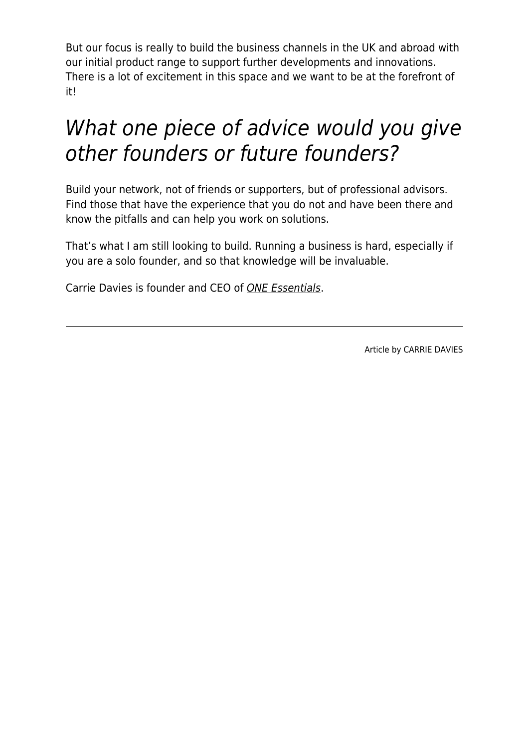But our focus is really to build the business channels in the UK and abroad with our initial product range to support further developments and innovations. There is a lot of excitement in this space and we want to be at the forefront of it!

## *What one piece of advice would you give other founders or future founders?*

Build your network, not of friends or supporters, but of professional advisors. Find those that have the experience that you do not and have been there and know the pitfalls and can help you work on solutions.

That's what I am still looking to build. Running a business is hard, especially if you are a solo founder, and so that knowledge will be invaluable.

Carrie Davies is founder and CEO of *ONE Essentials*.

---

Article by CARRIE DAVIES